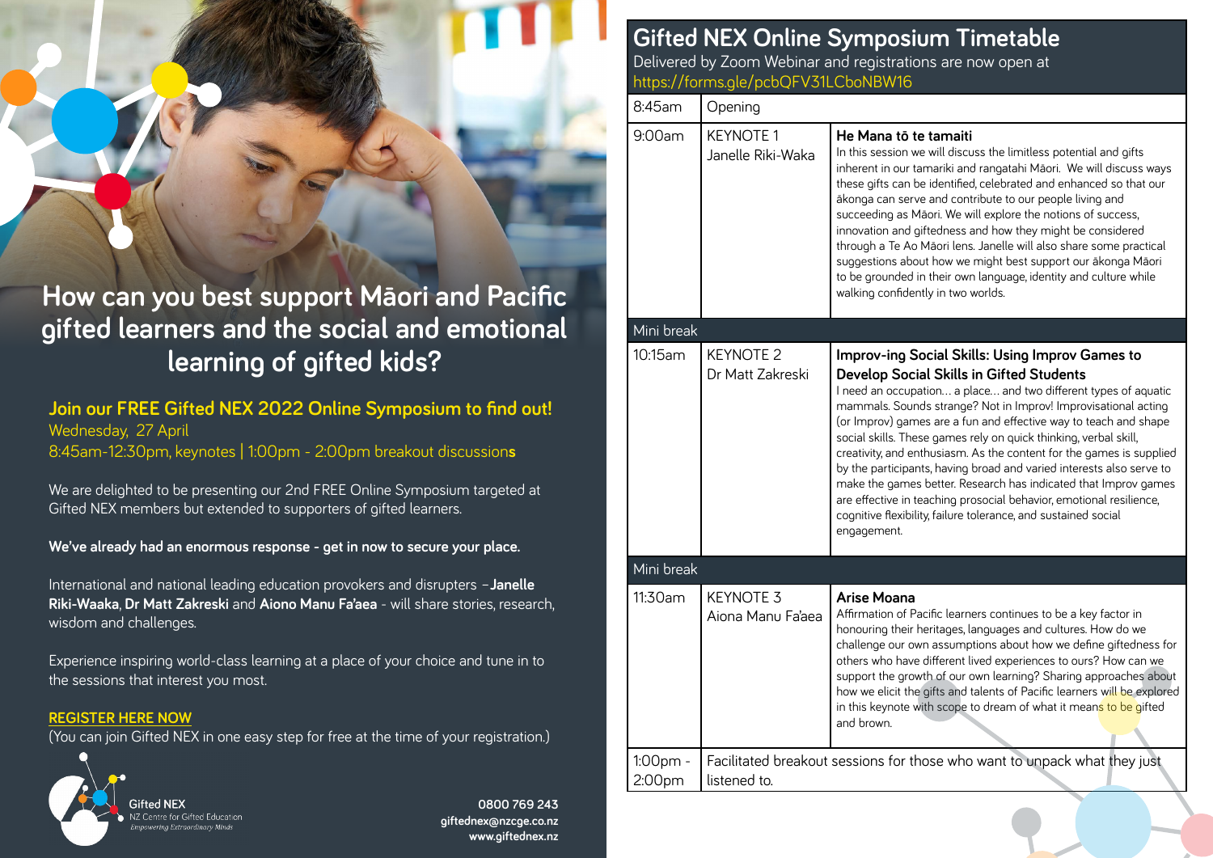# How can you best support Māori and Pacific gifted learners and the social and emotional learning of gifted kids?

## Join our FREE Gifted NEX 2022 Online Symposium to find out!

Wednesday, 27 April
8:45am-12:30pm, keynotes | 1:00pm - 2:00pm breakout discussions

We are delighted to be presenting our 2nd FREE Online Symposium targeted at Gifted NEX members but extended to supporters of gifted learners.

**We've already had an enormous response - get in now to secure your place.**

International and national leading education provokers and disrupters –**Janelle Riki-Waaka**, **Dr Matt Zakreski** and **Aiono Manu Fa'aea** - will share stories, research, wisdom and challenges.

Experience inspiring world-class learning at a place of your choice and tune in to the sessions that interest you most.

**REGISTER HERE NOW**
(You can join Gifted NEX in one easy step for free at the time of your registration.)

Gifted NEX
NZ Centre for Gifted Education
*Empowering Extraordinary Minds*

0800 769 243
giftednex@nzcge.co.nz
www.giftednex.nz

## Gifted NEX Online Symposium Timetable

Delivered by Zoom Webinar and registrations are now open at
https://forms.gle/pcbQFV31LCboNBW16

| Time | Session | Details |
| --- | --- | --- |
| 8:45am | Opening | |
| 9:00am | KEYNOTE 1<br>Janelle Riki-Waka | **He Mana tō te tamaiti**<br>In this session we will discuss the limitless potential and gifts inherent in our tamariki and rangatahi Māori. We will discuss ways these gifts can be identified, celebrated and enhanced so that our ākonga can serve and contribute to our people living and succeeding as Māori. We will explore the notions of success, innovation and giftedness and how they might be considered through a Te Ao Māori lens. Janelle will also share some practical suggestions about how we might best support our ākonga Māori to be grounded in their own language, identity and culture while walking confidently in two worlds. |
| Mini break | | |
| 10:15am | KEYNOTE 2<br>Dr Matt Zakreski | **Improv-ing Social Skills: Using Improv Games to Develop Social Skills in Gifted Students**<br>I need an occupation… a place… and two different types of aquatic mammals. Sounds strange? Not in Improv! Improvisational acting (or Improv) games are a fun and effective way to teach and shape social skills. These games rely on quick thinking, verbal skill, creativity, and enthusiasm. As the content for the games is supplied by the participants, having broad and varied interests also serve to make the games better. Research has indicated that Improv games are effective in teaching prosocial behavior, emotional resilience, cognitive flexibility, failure tolerance, and sustained social engagement. |
| Mini break | | |
| 11:30am | KEYNOTE 3<br>Aiona Manu Fa'aea | **Arise Moana**<br>Affirmation of Pacific learners continues to be a key factor in honouring their heritages, languages and cultures. How do we challenge our own assumptions about how we define giftedness for others who have different lived experiences to ours? How can we support the growth of our own learning? Sharing approaches about how we elicit the gifts and talents of Pacific learners will be explored in this keynote with scope to dream of what it means to be gifted and brown. |
| 1:00pm - 2:00pm | Facilitated breakout sessions for those who want to unpack what they just listened to. | |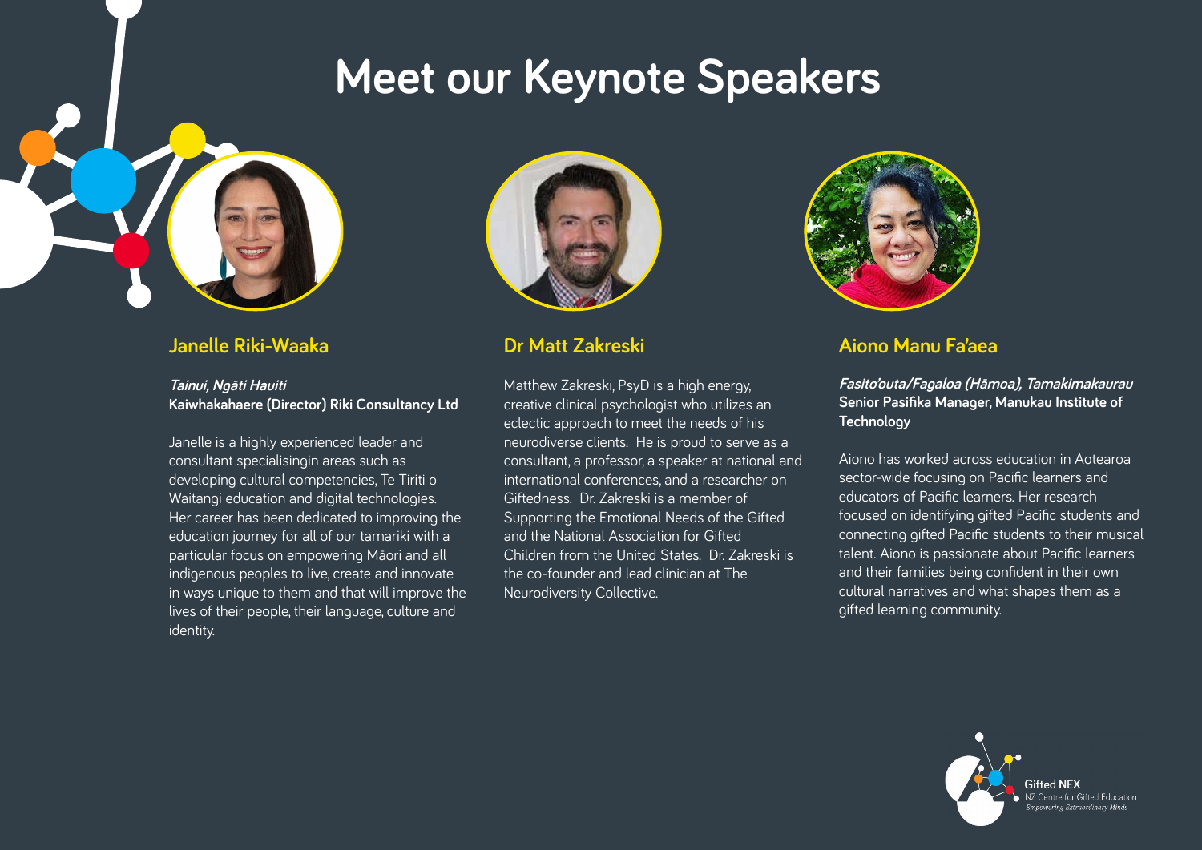# Meet our Keynote Speakers

## Janelle Riki-Waaka

***Tainui, Ngāti Hauiti***
**Kaiwhakahaere (Director) Riki Consultancy Ltd**

Janelle is a highly experienced leader and consultant specialisingin areas such as developing cultural competencies, Te Tiriti o Waitangi education and digital technologies. Her career has been dedicated to improving the education journey for all of our tamariki with a particular focus on empowering Māori and all indigenous peoples to live, create and innovate in ways unique to them and that will improve the lives of their people, their language, culture and identity.

## Dr Matt Zakreski

Matthew Zakreski, PsyD is a high energy, creative clinical psychologist who utilizes an eclectic approach to meet the needs of his neurodiverse clients. He is proud to serve as a consultant, a professor, a speaker at national and international conferences, and a researcher on Giftedness. Dr. Zakreski is a member of Supporting the Emotional Needs of the Gifted and the National Association for Gifted Children from the United States. Dr. Zakreski is the co-founder and lead clinician at The Neurodiversity Collective.

## Aiono Manu Fa'aea

***Fasito'outa/Fagaloa (Hāmoa), Tamakimakaurau***
**Senior Pasifika Manager, Manukau Institute of Technology**

Aiono has worked across education in Aotearoa sector-wide focusing on Pacific learners and educators of Pacific learners. Her research focused on identifying gifted Pacific students and connecting gifted Pacific students to their musical talent. Aiono is passionate about Pacific learners and their families being confident in their own cultural narratives and what shapes them as a gifted learning community.

Gifted NEX
NZ Centre for Gifted Education
*Empowering Extraordinary Minds*